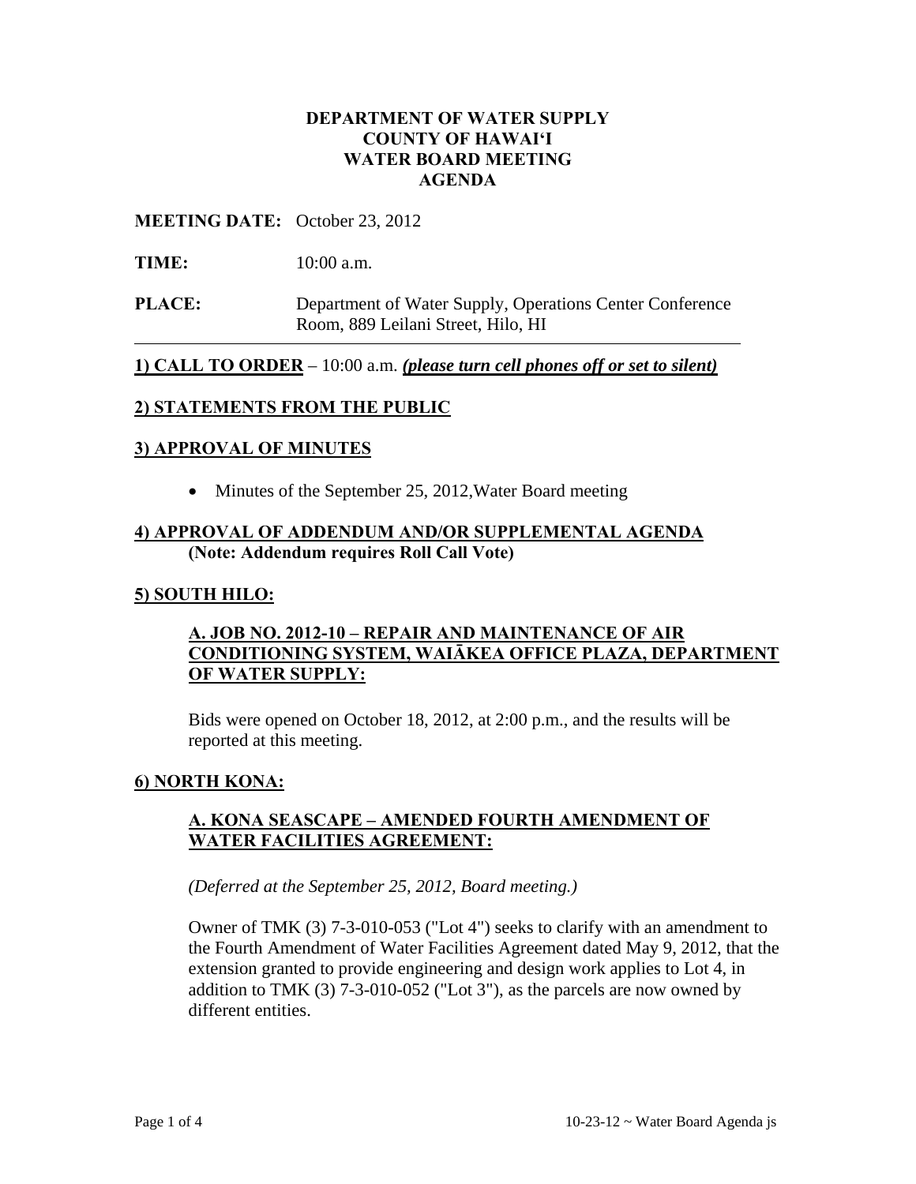# DEPARTMENT OF WATER SUPPLY
# COUNTY OF HAWAI'I
# WATER BOARD MEETING
# AGENDA

**MEETING DATE:** October 23, 2012

**TIME:** 10:00 a.m.

**PLACE:** Department of Water Supply, Operations Center Conference Room, 889 Leilani Street, Hilo, HI

---

## 1) CALL TO ORDER – 10:00 a.m. *(please turn cell phones off or set to silent)*

## 2) STATEMENTS FROM THE PUBLIC

## 3) APPROVAL OF MINUTES

- Minutes of the September 25, 2012,Water Board meeting

## 4) APPROVAL OF ADDENDUM AND/OR SUPPLEMENTAL AGENDA

**(Note: Addendum requires Roll Call Vote)**

## 5) SOUTH HILO:

### A. JOB NO. 2012-10 – REPAIR AND MAINTENANCE OF AIR CONDITIONING SYSTEM, WAIĀKEA OFFICE PLAZA, DEPARTMENT OF WATER SUPPLY:

Bids were opened on October 18, 2012, at 2:00 p.m., and the results will be reported at this meeting.

## 6) NORTH KONA:

### A. KONA SEASCAPE – AMENDED FOURTH AMENDMENT OF WATER FACILITIES AGREEMENT:

*(Deferred at the September 25, 2012, Board meeting.)*

Owner of TMK (3) 7-3-010-053 ("Lot 4") seeks to clarify with an amendment to the Fourth Amendment of Water Facilities Agreement dated May 9, 2012, that the extension granted to provide engineering and design work applies to Lot 4, in addition to TMK (3) 7-3-010-052 ("Lot 3"), as the parcels are now owned by different entities.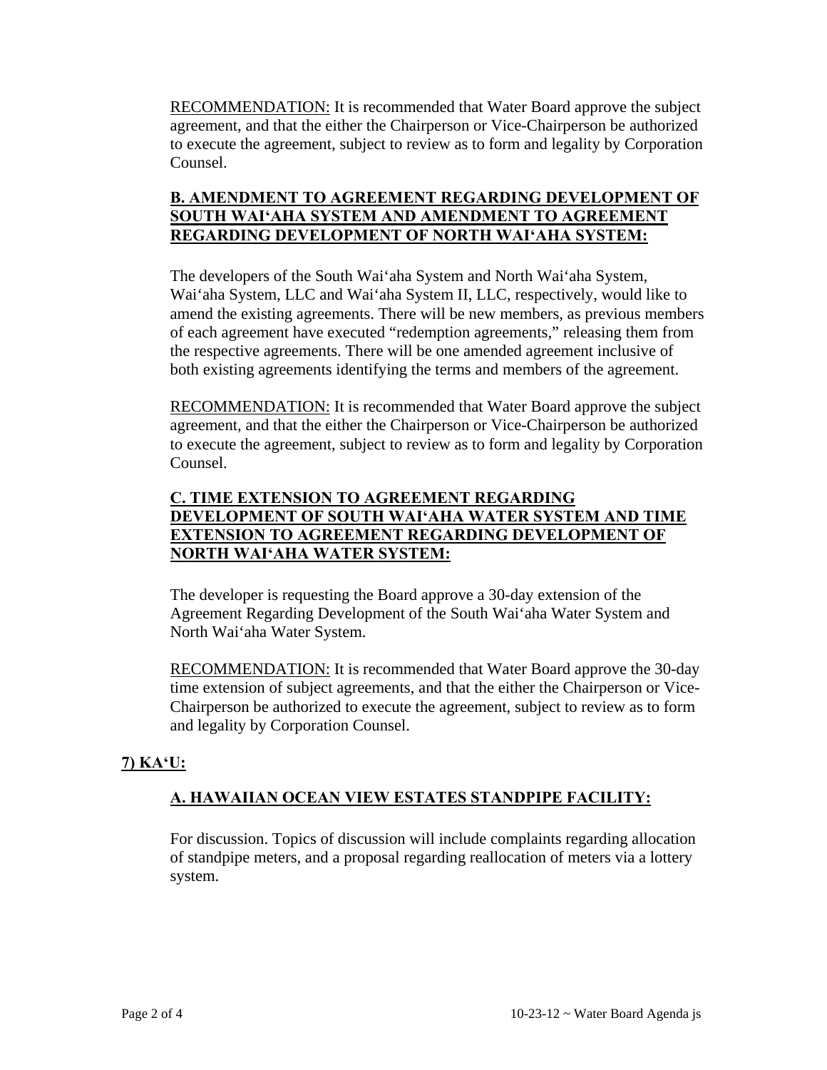<u>RECOMMENDATION:</u> It is recommended that Water Board approve the subject agreement, and that the either the Chairperson or Vice-Chairperson be authorized to execute the agreement, subject to review as to form and legality by Corporation Counsel.

### **B. AMENDMENT TO AGREEMENT REGARDING DEVELOPMENT OF SOUTH WAI'AHA SYSTEM AND AMENDMENT TO AGREEMENT REGARDING DEVELOPMENT OF NORTH WAI'AHA SYSTEM:**

The developers of the South Wai'aha System and North Wai'aha System, Wai'aha System, LLC and Wai'aha System II, LLC, respectively, would like to amend the existing agreements. There will be new members, as previous members of each agreement have executed "redemption agreements," releasing them from the respective agreements. There will be one amended agreement inclusive of both existing agreements identifying the terms and members of the agreement.

<u>RECOMMENDATION:</u> It is recommended that Water Board approve the subject agreement, and that the either the Chairperson or Vice-Chairperson be authorized to execute the agreement, subject to review as to form and legality by Corporation Counsel.

### **C. TIME EXTENSION TO AGREEMENT REGARDING DEVELOPMENT OF SOUTH WAI'AHA WATER SYSTEM AND TIME EXTENSION TO AGREEMENT REGARDING DEVELOPMENT OF NORTH WAI'AHA WATER SYSTEM:**

The developer is requesting the Board approve a 30-day extension of the Agreement Regarding Development of the South Wai'aha Water System and North Wai'aha Water System.

<u>RECOMMENDATION:</u> It is recommended that Water Board approve the 30-day time extension of subject agreements, and that the either the Chairperson or Vice-Chairperson be authorized to execute the agreement, subject to review as to form and legality by Corporation Counsel.

## **7) KA'U:**

### **A. HAWAIIAN OCEAN VIEW ESTATES STANDPIPE FACILITY:**

For discussion. Topics of discussion will include complaints regarding allocation of standpipe meters, and a proposal regarding reallocation of meters via a lottery system.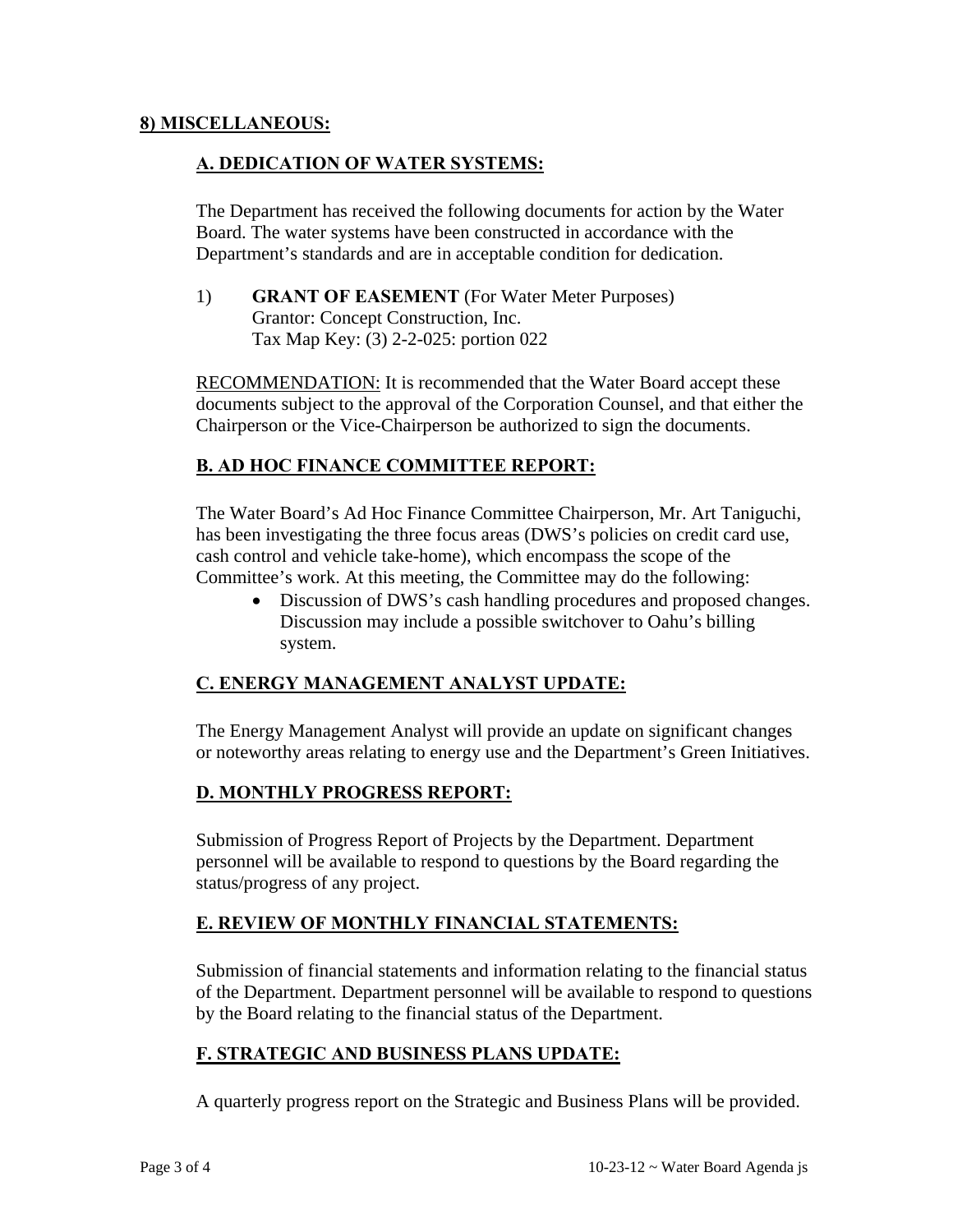## **8) MISCELLANEOUS:**

### **A. DEDICATION OF WATER SYSTEMS:**

The Department has received the following documents for action by the Water Board. The water systems have been constructed in accordance with the Department's standards and are in acceptable condition for dedication.

1) **GRANT OF EASEMENT** (For Water Meter Purposes)
   Grantor: Concept Construction, Inc.
   Tax Map Key: (3) 2-2-025: portion 022

RECOMMENDATION: It is recommended that the Water Board accept these documents subject to the approval of the Corporation Counsel, and that either the Chairperson or the Vice-Chairperson be authorized to sign the documents.

### **B. AD HOC FINANCE COMMITTEE REPORT:**

The Water Board's Ad Hoc Finance Committee Chairperson, Mr. Art Taniguchi, has been investigating the three focus areas (DWS's policies on credit card use, cash control and vehicle take-home), which encompass the scope of the Committee's work. At this meeting, the Committee may do the following:

- Discussion of DWS's cash handling procedures and proposed changes. Discussion may include a possible switchover to Oahu's billing system.

### **C. ENERGY MANAGEMENT ANALYST UPDATE:**

The Energy Management Analyst will provide an update on significant changes or noteworthy areas relating to energy use and the Department's Green Initiatives.

### **D. MONTHLY PROGRESS REPORT:**

Submission of Progress Report of Projects by the Department. Department personnel will be available to respond to questions by the Board regarding the status/progress of any project.

### **E. REVIEW OF MONTHLY FINANCIAL STATEMENTS:**

Submission of financial statements and information relating to the financial status of the Department. Department personnel will be available to respond to questions by the Board relating to the financial status of the Department.

### **F. STRATEGIC AND BUSINESS PLANS UPDATE:**

A quarterly progress report on the Strategic and Business Plans will be provided.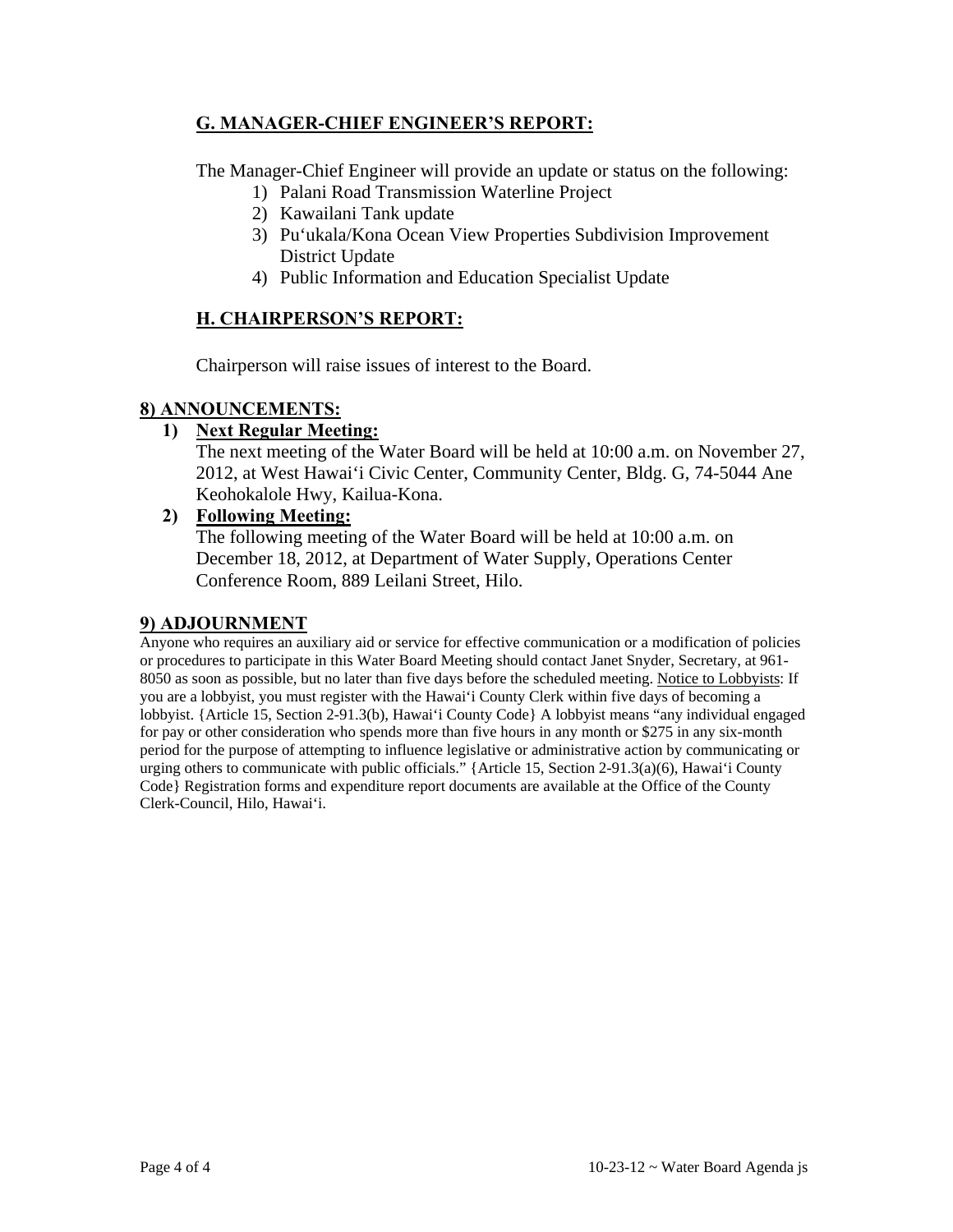## G. MANAGER-CHIEF ENGINEER'S REPORT:

The Manager-Chief Engineer will provide an update or status on the following:

1) Palani Road Transmission Waterline Project
2) Kawailani Tank update
3) Pu'ukala/Kona Ocean View Properties Subdivision Improvement District Update
4) Public Information and Education Specialist Update

## H. CHAIRPERSON'S REPORT:

Chairperson will raise issues of interest to the Board.

## 8) ANNOUNCEMENTS:

**1) Next Regular Meeting:**

The next meeting of the Water Board will be held at 10:00 a.m. on November 27, 2012, at West Hawai'i Civic Center, Community Center, Bldg. G, 74-5044 Ane Keohokalole Hwy, Kailua-Kona.

**2) Following Meeting:**

The following meeting of the Water Board will be held at 10:00 a.m. on December 18, 2012, at Department of Water Supply, Operations Center Conference Room, 889 Leilani Street, Hilo.

## 9) ADJOURNMENT

Anyone who requires an auxiliary aid or service for effective communication or a modification of policies or procedures to participate in this Water Board Meeting should contact Janet Snyder, Secretary, at 961-8050 as soon as possible, but no later than five days before the scheduled meeting. Notice to Lobbyists: If you are a lobbyist, you must register with the Hawai'i County Clerk within five days of becoming a lobbyist. {Article 15, Section 2-91.3(b), Hawai'i County Code} A lobbyist means "any individual engaged for pay or other consideration who spends more than five hours in any month or $275 in any six-month period for the purpose of attempting to influence legislative or administrative action by communicating or urging others to communicate with public officials." {Article 15, Section 2-91.3(a)(6), Hawai'i County Code} Registration forms and expenditure report documents are available at the Office of the County Clerk-Council, Hilo, Hawai'i.